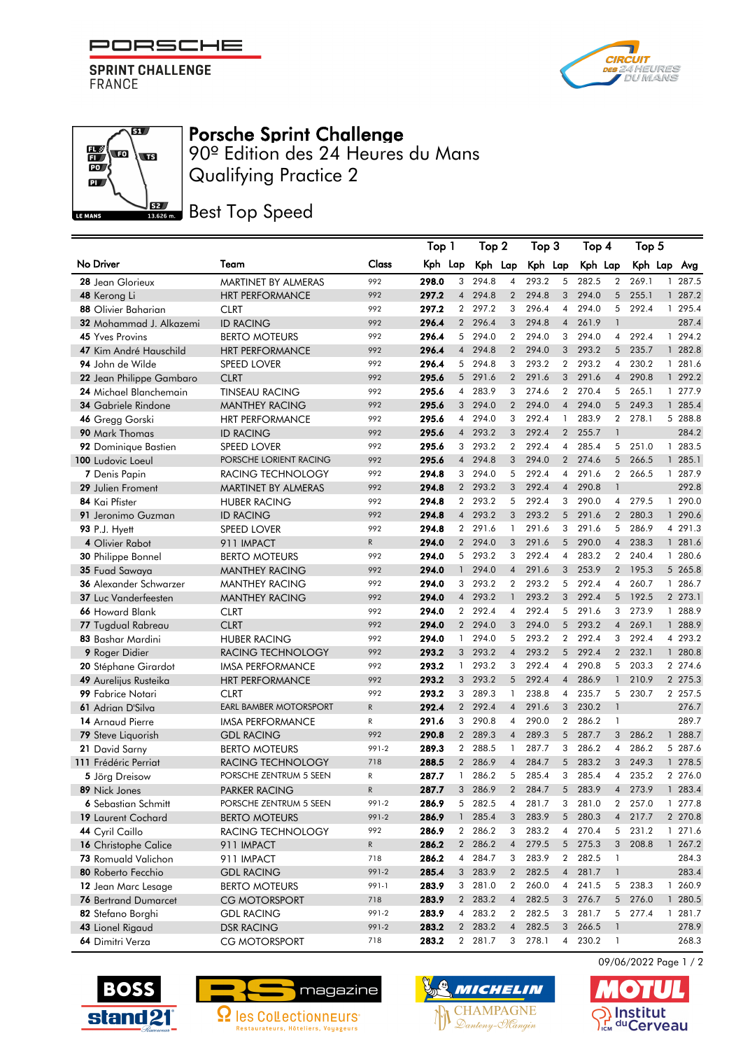PORSCHE
SPRINT CHALLENGE
FRANCE

# Porsche Sprint Challenge

## 90º Edition des 24 Heures du Mans

## Qualifying Practice 2

## Best Top Speed

| No | Driver | Team | Class | Top 1 | | Top 2 | | Top 3 | | Top 4 | | Top 5 | | |
|---|---|---|---|---|---|---|---|---|---|---|---|---|---|---|
| | | | | Kph | Lap | Kph | Lap | Kph | Lap | Kph | Lap | Kph | Lap | Avg |
| 28 | Jean Glorieux | MARTINET BY ALMERAS | 992 | **298.0** | 3 | 294.8 | 4 | 293.2 | 5 | 282.5 | 2 | 269.1 | 1 | 287.5 |
| 48 | Kerong Li | HRT PERFORMANCE | 992 | **297.2** | 4 | 294.8 | 2 | 294.8 | 3 | 294.0 | 5 | 255.1 | 1 | 287.2 |
| 88 | Olivier Baharian | CLRT | 992 | **297.2** | 2 | 297.2 | 3 | 296.4 | 4 | 294.0 | 5 | 292.4 | 1 | 295.4 |
| 32 | Mohammad J. Alkazemi | ID RACING | 992 | **296.4** | 2 | 296.4 | 3 | 294.8 | 4 | 261.9 | 1 | | | 287.4 |
| 45 | Yves Provins | BERTO MOTEURS | 992 | **296.4** | 5 | 294.0 | 2 | 294.0 | 3 | 294.0 | 4 | 292.4 | 1 | 294.2 |
| 47 | Kim André Hauschild | HRT PERFORMANCE | 992 | **296.4** | 4 | 294.8 | 2 | 294.0 | 3 | 293.2 | 5 | 235.7 | 1 | 282.8 |
| 94 | John de Wilde | SPEED LOVER | 992 | **296.4** | 5 | 294.8 | 3 | 293.2 | 2 | 293.2 | 4 | 230.2 | 1 | 281.6 |
| 22 | Jean Philippe Gambaro | CLRT | 992 | **295.6** | 5 | 291.6 | 2 | 291.6 | 3 | 291.6 | 4 | 290.8 | 1 | 292.2 |
| 24 | Michael Blanchemain | TINSEAU RACING | 992 | **295.6** | 4 | 283.9 | 3 | 274.6 | 2 | 270.4 | 5 | 265.1 | 1 | 277.9 |
| 34 | Gabriele Rindone | MANTHEY RACING | 992 | **295.6** | 3 | 294.0 | 2 | 294.0 | 4 | 294.0 | 5 | 249.3 | 1 | 285.4 |
| 46 | Gregg Gorski | HRT PERFORMANCE | 992 | **295.6** | 4 | 294.0 | 3 | 292.4 | 1 | 283.9 | 2 | 278.1 | 5 | 288.8 |
| 90 | Mark Thomas | ID RACING | 992 | **295.6** | 4 | 293.2 | 3 | 292.4 | 2 | 255.7 | 1 | | | 284.2 |
| 92 | Dominique Bastien | SPEED LOVER | 992 | **295.6** | 3 | 293.2 | 2 | 292.4 | 4 | 285.4 | 5 | 251.0 | 1 | 283.5 |
| 100 | Ludovic Loeul | PORSCHE LORIENT RACING | 992 | **295.6** | 4 | 294.8 | 3 | 294.0 | 2 | 274.6 | 5 | 266.5 | 1 | 285.1 |
| 7 | Denis Papin | RACING TECHNOLOGY | 992 | **294.8** | 3 | 294.0 | 5 | 292.4 | 4 | 291.6 | 2 | 266.5 | 1 | 287.9 |
| 29 | Julien Froment | MARTINET BY ALMERAS | 992 | **294.8** | 2 | 293.2 | 3 | 292.4 | 4 | 290.8 | 1 | | | 292.8 |
| 84 | Kai Pfister | HUBER RACING | 992 | **294.8** | 2 | 293.2 | 5 | 292.4 | 3 | 290.0 | 4 | 279.5 | 1 | 290.0 |
| 91 | Jeronimo Guzman | ID RACING | 992 | **294.8** | 4 | 293.2 | 3 | 293.2 | 5 | 291.6 | 2 | 280.3 | 1 | 290.6 |
| 93 | P.J. Hyett | SPEED LOVER | 992 | **294.8** | 2 | 291.6 | 1 | 291.6 | 3 | 291.6 | 5 | 286.9 | 4 | 291.3 |
| 4 | Olivier Rabot | 911 IMPACT | R | **294.0** | 2 | 294.0 | 3 | 291.6 | 5 | 290.0 | 4 | 238.3 | 1 | 281.6 |
| 30 | Philippe Bonnel | BERTO MOTEURS | 992 | **294.0** | 5 | 293.2 | 3 | 292.4 | 4 | 283.2 | 2 | 240.4 | 1 | 280.6 |
| 35 | Fuad Sawaya | MANTHEY RACING | 992 | **294.0** | 1 | 294.0 | 4 | 291.6 | 3 | 253.9 | 2 | 195.3 | 5 | 265.8 |
| 36 | Alexander Schwarzer | MANTHEY RACING | 992 | **294.0** | 3 | 293.2 | 2 | 293.2 | 5 | 292.4 | 4 | 260.7 | 1 | 286.7 |
| 37 | Luc Vanderfeesten | MANTHEY RACING | 992 | **294.0** | 4 | 293.2 | 1 | 293.2 | 3 | 292.4 | 5 | 192.5 | 2 | 273.1 |
| 66 | Howard Blank | CLRT | 992 | **294.0** | 2 | 292.4 | 4 | 292.4 | 5 | 291.6 | 3 | 273.9 | 1 | 288.9 |
| 77 | Tugdual Rabreau | CLRT | 992 | **294.0** | 2 | 294.0 | 3 | 294.0 | 5 | 293.2 | 4 | 269.1 | 1 | 288.9 |
| 83 | Bashar Mardini | HUBER RACING | 992 | **294.0** | 1 | 294.0 | 5 | 293.2 | 2 | 292.4 | 3 | 292.4 | 4 | 293.2 |
| 9 | Roger Didier | RACING TECHNOLOGY | 992 | **293.2** | 3 | 293.2 | 4 | 293.2 | 5 | 292.4 | 2 | 232.1 | 1 | 280.8 |
| 20 | Stéphane Girardot | IMSA PERFORMANCE | 992 | **293.2** | 1 | 293.2 | 3 | 292.4 | 4 | 290.8 | 5 | 203.3 | 2 | 274.6 |
| 49 | Aurelijus Rusteika | HRT PERFORMANCE | 992 | **293.2** | 3 | 293.2 | 5 | 292.4 | 4 | 286.9 | 1 | 210.9 | 2 | 275.3 |
| 99 | Fabrice Notari | CLRT | 992 | **293.2** | 3 | 289.3 | 1 | 238.8 | 4 | 235.7 | 5 | 230.7 | 2 | 257.5 |
| 61 | Adrian D'Silva | EARL BAMBER MOTORSPORT | R | **292.4** | 2 | 292.4 | 4 | 291.6 | 3 | 230.2 | 1 | | | 276.7 |
| 14 | Arnaud Pierre | IMSA PERFORMANCE | R | **291.6** | 3 | 290.8 | 4 | 290.0 | 2 | 286.2 | 1 | | | 289.7 |
| 79 | Steve Liquorish | GDL RACING | 992 | **290.8** | 2 | 289.3 | 4 | 289.3 | 5 | 287.7 | 3 | 286.2 | 1 | 288.7 |
| 21 | David Sarny | BERTO MOTEURS | 991-2 | **289.3** | 2 | 288.5 | 1 | 287.7 | 3 | 286.2 | 4 | 286.2 | 5 | 287.6 |
| 111 | Frédéric Perriat | RACING TECHNOLOGY | 718 | **288.5** | 2 | 286.9 | 4 | 284.7 | 5 | 283.2 | 3 | 249.3 | 1 | 278.5 |
| 5 | Jörg Dreisow | PORSCHE ZENTRUM 5 SEEN | R | **287.7** | 1 | 286.2 | 5 | 285.4 | 3 | 285.4 | 4 | 235.2 | 2 | 276.0 |
| 89 | Nick Jones | PARKER RACING | R | **287.7** | 3 | 286.9 | 2 | 284.7 | 5 | 283.9 | 4 | 273.9 | 1 | 283.4 |
| 6 | Sebastian Schmitt | PORSCHE ZENTRUM 5 SEEN | 991-2 | **286.9** | 5 | 282.5 | 4 | 281.7 | 3 | 281.0 | 2 | 257.0 | 1 | 277.8 |
| 19 | Laurent Cochard | BERTO MOTEURS | 991-2 | **286.9** | 1 | 285.4 | 3 | 283.9 | 5 | 280.3 | 4 | 217.7 | 2 | 270.8 |
| 44 | Cyril Caillo | RACING TECHNOLOGY | 992 | **286.9** | 2 | 286.2 | 3 | 283.2 | 4 | 270.4 | 5 | 231.2 | 1 | 271.6 |
| 16 | Christophe Calice | 911 IMPACT | R | **286.2** | 2 | 286.2 | 4 | 279.5 | 5 | 275.3 | 3 | 208.8 | 1 | 267.2 |
| 73 | Romuald Valichon | 911 IMPACT | 718 | **286.2** | 4 | 284.7 | 3 | 283.9 | 2 | 282.5 | 1 | | | 284.3 |
| 80 | Roberto Fecchio | GDL RACING | 991-2 | **285.4** | 3 | 283.9 | 2 | 282.5 | 4 | 281.7 | 1 | | | 283.4 |
| 12 | Jean Marc Lesage | BERTO MOTEURS | 991-1 | **283.9** | 3 | 281.0 | 2 | 260.0 | 4 | 241.5 | 5 | 238.3 | 1 | 260.9 |
| 76 | Bertrand Dumarcet | CG MOTORSPORT | 718 | **283.9** | 2 | 283.2 | 4 | 282.5 | 3 | 276.7 | 5 | 276.0 | 1 | 280.5 |
| 82 | Stefano Borghi | GDL RACING | 991-2 | **283.9** | 4 | 283.2 | 2 | 282.5 | 3 | 281.7 | 5 | 277.4 | 1 | 281.7 |
| 43 | Lionel Rigaud | DSR RACING | 991-2 | **283.2** | 2 | 283.2 | 4 | 282.5 | 3 | 266.5 | 1 | | | 278.9 |
| 64 | Dimitri Verza | CG MOTORSPORT | 718 | **283.2** | 2 | 281.7 | 3 | 278.1 | 4 | 230.2 | 1 | | | 268.3 |

09/06/2022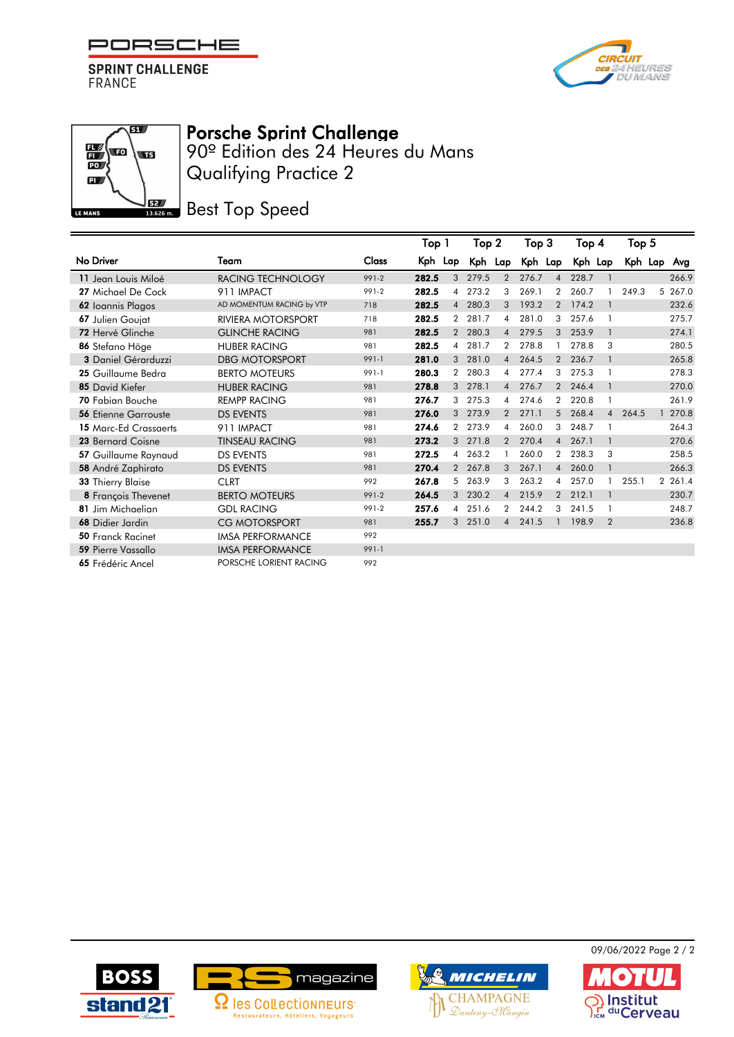# Porsche Sprint Challenge

90º Edition des 24 Heures du Mans

Qualifying Practice 2

## Best Top Speed

| No | Driver | Team | Class | Top 1 | | Top 2 | | Top 3 | | Top 4 | | Top 5 | | |
|---|---|---|---|---|---|---|---|---|---|---|---|---|---|---|
| | | | | Kph | Lap | Kph | Lap | Kph | Lap | Kph | Lap | Kph | Lap | Avg |
| 11 | Jean Louis Miloé | RACING TECHNOLOGY | 991-2 | **282.5** | 3 | 279.5 | 2 | 276.7 | 4 | 228.7 | 1 | | | 266.9 |
| 27 | Michael De Cock | 911 IMPACT | 991-2 | **282.5** | 4 | 273.2 | 3 | 269.1 | 2 | 260.7 | 1 | 249.3 | 5 | 267.0 |
| 62 | Ioannis Plagos | AD MOMENTUM RACING by VTP | 718 | **282.5** | 4 | 280.3 | 3 | 193.2 | 2 | 174.2 | 1 | | | 232.6 |
| 67 | Julien Goujat | RIVIERA MOTORSPORT | 718 | **282.5** | 2 | 281.7 | 4 | 281.0 | 3 | 257.6 | 1 | | | 275.7 |
| 72 | Hervé Glinche | GLINCHE RACING | 981 | **282.5** | 2 | 280.3 | 4 | 279.5 | 3 | 253.9 | 1 | | | 274.1 |
| 86 | Stefano Höge | HUBER RACING | 981 | **282.5** | 4 | 281.7 | 2 | 278.8 | 1 | 278.8 | 3 | | | 280.5 |
| 3 | Daniel Gérarduzzi | DBG MOTORSPORT | 991-1 | **281.0** | 3 | 281.0 | 4 | 264.5 | 2 | 236.7 | 1 | | | 265.8 |
| 25 | Guillaume Bedra | BERTO MOTEURS | 991-1 | **280.3** | 2 | 280.3 | 4 | 277.4 | 3 | 275.3 | 1 | | | 278.3 |
| 85 | David Kiefer | HUBER RACING | 981 | **278.8** | 3 | 278.1 | 4 | 276.7 | 2 | 246.4 | 1 | | | 270.0 |
| 70 | Fabian Bouche | REMPP RACING | 981 | **276.7** | 3 | 275.3 | 4 | 274.6 | 2 | 220.8 | 1 | | | 261.9 |
| 56 | Etienne Garrouste | DS EVENTS | 981 | **276.0** | 3 | 273.9 | 2 | 271.1 | 5 | 268.4 | 4 | 264.5 | 1 | 270.8 |
| 15 | Marc-Ed Crassaerts | 911 IMPACT | 981 | **274.6** | 2 | 273.9 | 4 | 260.0 | 3 | 248.7 | 1 | | | 264.3 |
| 23 | Bernard Coisne | TINSEAU RACING | 981 | **273.2** | 3 | 271.8 | 2 | 270.4 | 4 | 267.1 | 1 | | | 270.6 |
| 57 | Guillaume Raynaud | DS EVENTS | 981 | **272.5** | 4 | 263.2 | 1 | 260.0 | 2 | 238.3 | 3 | | | 258.5 |
| 58 | André Zaphirato | DS EVENTS | 981 | **270.4** | 2 | 267.8 | 3 | 267.1 | 4 | 260.0 | 1 | | | 266.3 |
| 33 | Thierry Blaise | CLRT | 992 | **267.8** | 5 | 263.9 | 3 | 263.2 | 4 | 257.0 | 1 | 255.1 | 2 | 261.4 |
| 8 | François Thevenet | BERTO MOTEURS | 991-2 | **264.5** | 3 | 230.2 | 4 | 215.9 | 2 | 212.1 | 1 | | | 230.7 |
| 81 | Jim Michaelian | GDL RACING | 991-2 | **257.6** | 4 | 251.6 | 2 | 244.2 | 3 | 241.5 | 1 | | | 248.7 |
| 68 | Didier Jardin | CG MOTORSPORT | 981 | **255.7** | 3 | 251.0 | 4 | 241.5 | 1 | 198.9 | 2 | | | 236.8 |
| 50 | Franck Racinet | IMSA PERFORMANCE | 992 | | | | | | | | | | | |
| 59 | Pierre Vassallo | IMSA PERFORMANCE | 991-1 | | | | | | | | | | | |
| 65 | Frédéric Ancel | PORSCHE LORIENT RACING | 992 | | | | | | | | | | | |

09/06/2022